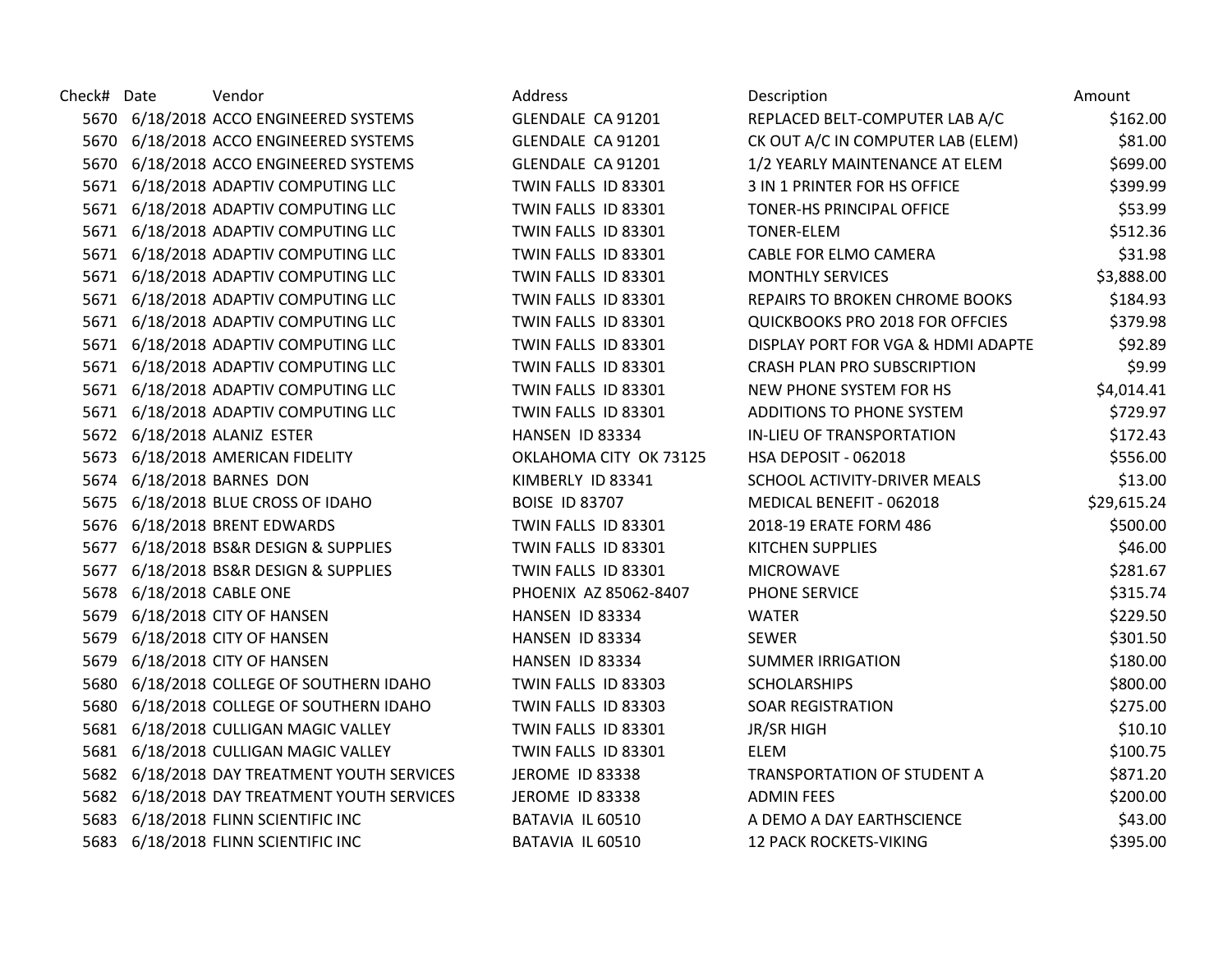| Check# | Date | Vendor | Address | Description | Amount |
|---|---|---|---|---|---|
| 5670 | 6/18/2018 | ACCO ENGINEERED SYSTEMS | GLENDALE CA 91201 | REPLACED BELT-COMPUTER LAB A/C | $162.00 |
| 5670 | 6/18/2018 | ACCO ENGINEERED SYSTEMS | GLENDALE CA 91201 | CK OUT A/C IN COMPUTER LAB (ELEM) | $81.00 |
| 5670 | 6/18/2018 | ACCO ENGINEERED SYSTEMS | GLENDALE CA 91201 | 1/2 YEARLY MAINTENANCE AT ELEM | $699.00 |
| 5671 | 6/18/2018 | ADAPTIV COMPUTING LLC | TWIN FALLS ID 83301 | 3 IN 1 PRINTER FOR HS OFFICE | $399.99 |
| 5671 | 6/18/2018 | ADAPTIV COMPUTING LLC | TWIN FALLS ID 83301 | TONER-HS PRINCIPAL OFFICE | $53.99 |
| 5671 | 6/18/2018 | ADAPTIV COMPUTING LLC | TWIN FALLS ID 83301 | TONER-ELEM | $512.36 |
| 5671 | 6/18/2018 | ADAPTIV COMPUTING LLC | TWIN FALLS ID 83301 | CABLE FOR ELMO CAMERA | $31.98 |
| 5671 | 6/18/2018 | ADAPTIV COMPUTING LLC | TWIN FALLS ID 83301 | MONTHLY SERVICES | $3,888.00 |
| 5671 | 6/18/2018 | ADAPTIV COMPUTING LLC | TWIN FALLS ID 83301 | REPAIRS TO BROKEN CHROME BOOKS | $184.93 |
| 5671 | 6/18/2018 | ADAPTIV COMPUTING LLC | TWIN FALLS ID 83301 | QUICKBOOKS PRO 2018 FOR OFFCIES | $379.98 |
| 5671 | 6/18/2018 | ADAPTIV COMPUTING LLC | TWIN FALLS ID 83301 | DISPLAY PORT FOR VGA & HDMI ADAPTE | $92.89 |
| 5671 | 6/18/2018 | ADAPTIV COMPUTING LLC | TWIN FALLS ID 83301 | CRASH PLAN PRO SUBSCRIPTION | $9.99 |
| 5671 | 6/18/2018 | ADAPTIV COMPUTING LLC | TWIN FALLS ID 83301 | NEW PHONE SYSTEM FOR HS | $4,014.41 |
| 5671 | 6/18/2018 | ADAPTIV COMPUTING LLC | TWIN FALLS ID 83301 | ADDITIONS TO PHONE SYSTEM | $729.97 |
| 5672 | 6/18/2018 | ALANIZ ESTER | HANSEN ID 83334 | IN-LIEU OF TRANSPORTATION | $172.43 |
| 5673 | 6/18/2018 | AMERICAN FIDELITY | OKLAHOMA CITY OK 73125 | HSA DEPOSIT - 062018 | $556.00 |
| 5674 | 6/18/2018 | BARNES DON | KIMBERLY ID 83341 | SCHOOL ACTIVITY-DRIVER MEALS | $13.00 |
| 5675 | 6/18/2018 | BLUE CROSS OF IDAHO | BOISE ID 83707 | MEDICAL BENEFIT - 062018 | $29,615.24 |
| 5676 | 6/18/2018 | BRENT EDWARDS | TWIN FALLS ID 83301 | 2018-19 ERATE FORM 486 | $500.00 |
| 5677 | 6/18/2018 | BS&R DESIGN & SUPPLIES | TWIN FALLS ID 83301 | KITCHEN SUPPLIES | $46.00 |
| 5677 | 6/18/2018 | BS&R DESIGN & SUPPLIES | TWIN FALLS ID 83301 | MICROWAVE | $281.67 |
| 5678 | 6/18/2018 | CABLE ONE | PHOENIX AZ 85062-8407 | PHONE SERVICE | $315.74 |
| 5679 | 6/18/2018 | CITY OF HANSEN | HANSEN ID 83334 | WATER | $229.50 |
| 5679 | 6/18/2018 | CITY OF HANSEN | HANSEN ID 83334 | SEWER | $301.50 |
| 5679 | 6/18/2018 | CITY OF HANSEN | HANSEN ID 83334 | SUMMER IRRIGATION | $180.00 |
| 5680 | 6/18/2018 | COLLEGE OF SOUTHERN IDAHO | TWIN FALLS ID 83303 | SCHOLARSHIPS | $800.00 |
| 5680 | 6/18/2018 | COLLEGE OF SOUTHERN IDAHO | TWIN FALLS ID 83303 | SOAR REGISTRATION | $275.00 |
| 5681 | 6/18/2018 | CULLIGAN MAGIC VALLEY | TWIN FALLS ID 83301 | JR/SR HIGH | $10.10 |
| 5681 | 6/18/2018 | CULLIGAN MAGIC VALLEY | TWIN FALLS ID 83301 | ELEM | $100.75 |
| 5682 | 6/18/2018 | DAY TREATMENT YOUTH SERVICES | JEROME ID 83338 | TRANSPORTATION OF STUDENT A | $871.20 |
| 5682 | 6/18/2018 | DAY TREATMENT YOUTH SERVICES | JEROME ID 83338 | ADMIN FEES | $200.00 |
| 5683 | 6/18/2018 | FLINN SCIENTIFIC INC | BATAVIA IL 60510 | A DEMO A DAY EARTHSCIENCE | $43.00 |
| 5683 | 6/18/2018 | FLINN SCIENTIFIC INC | BATAVIA IL 60510 | 12 PACK ROCKETS-VIKING | $395.00 |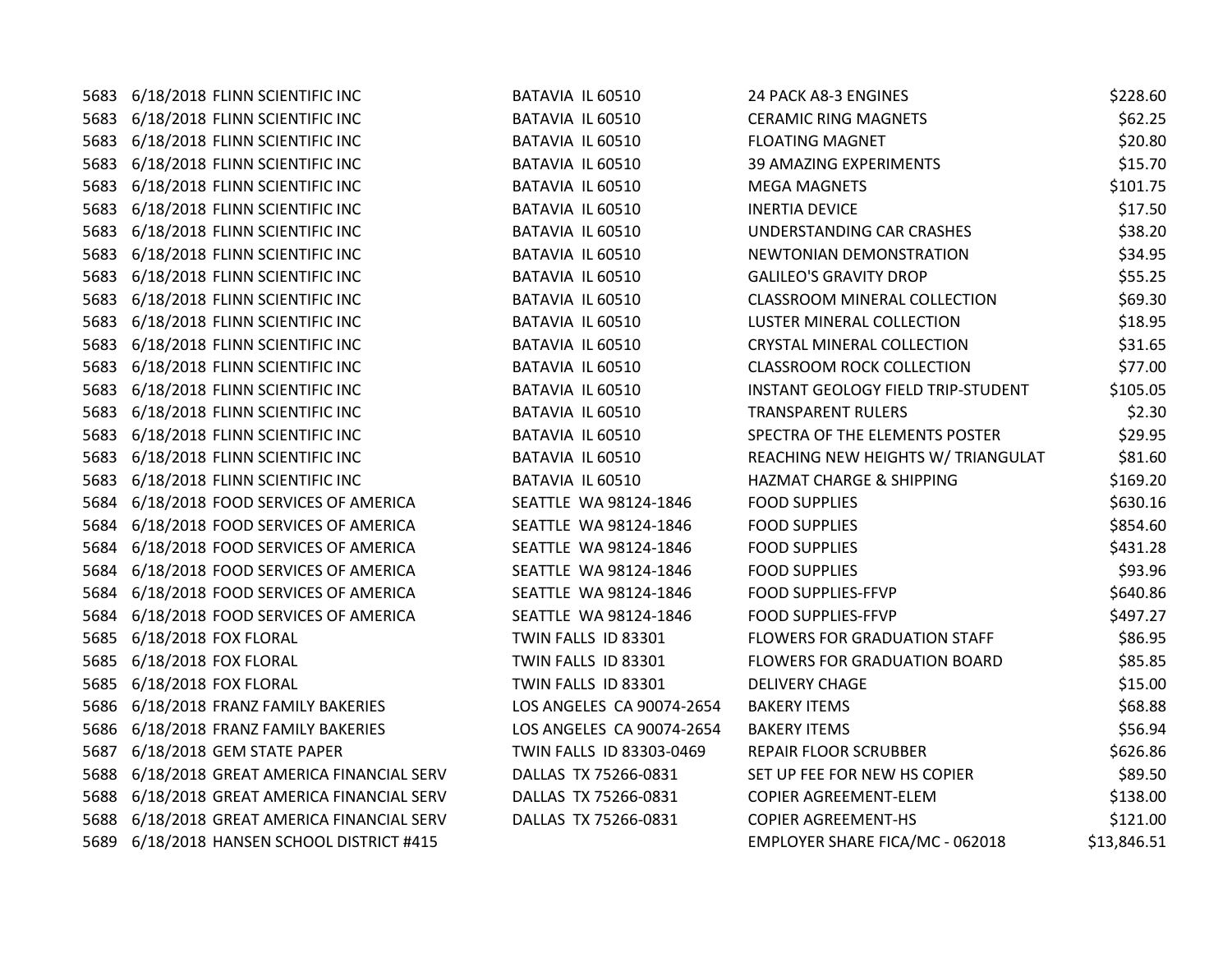| | | | | | |
|---|---|---|---|---|---|
| 5683 | 6/18/2018 | FLINN SCIENTIFIC INC | BATAVIA IL 60510 | 24 PACK A8-3 ENGINES | $228.60 |
| 5683 | 6/18/2018 | FLINN SCIENTIFIC INC | BATAVIA IL 60510 | CERAMIC RING MAGNETS | $62.25 |
| 5683 | 6/18/2018 | FLINN SCIENTIFIC INC | BATAVIA IL 60510 | FLOATING MAGNET | $20.80 |
| 5683 | 6/18/2018 | FLINN SCIENTIFIC INC | BATAVIA IL 60510 | 39 AMAZING EXPERIMENTS | $15.70 |
| 5683 | 6/18/2018 | FLINN SCIENTIFIC INC | BATAVIA IL 60510 | MEGA MAGNETS | $101.75 |
| 5683 | 6/18/2018 | FLINN SCIENTIFIC INC | BATAVIA IL 60510 | INERTIA DEVICE | $17.50 |
| 5683 | 6/18/2018 | FLINN SCIENTIFIC INC | BATAVIA IL 60510 | UNDERSTANDING CAR CRASHES | $38.20 |
| 5683 | 6/18/2018 | FLINN SCIENTIFIC INC | BATAVIA IL 60510 | NEWTONIAN DEMONSTRATION | $34.95 |
| 5683 | 6/18/2018 | FLINN SCIENTIFIC INC | BATAVIA IL 60510 | GALILEO'S GRAVITY DROP | $55.25 |
| 5683 | 6/18/2018 | FLINN SCIENTIFIC INC | BATAVIA IL 60510 | CLASSROOM MINERAL COLLECTION | $69.30 |
| 5683 | 6/18/2018 | FLINN SCIENTIFIC INC | BATAVIA IL 60510 | LUSTER MINERAL COLLECTION | $18.95 |
| 5683 | 6/18/2018 | FLINN SCIENTIFIC INC | BATAVIA IL 60510 | CRYSTAL MINERAL COLLECTION | $31.65 |
| 5683 | 6/18/2018 | FLINN SCIENTIFIC INC | BATAVIA IL 60510 | CLASSROOM ROCK COLLECTION | $77.00 |
| 5683 | 6/18/2018 | FLINN SCIENTIFIC INC | BATAVIA IL 60510 | INSTANT GEOLOGY FIELD TRIP-STUDENT | $105.05 |
| 5683 | 6/18/2018 | FLINN SCIENTIFIC INC | BATAVIA IL 60510 | TRANSPARENT RULERS | $2.30 |
| 5683 | 6/18/2018 | FLINN SCIENTIFIC INC | BATAVIA IL 60510 | SPECTRA OF THE ELEMENTS POSTER | $29.95 |
| 5683 | 6/18/2018 | FLINN SCIENTIFIC INC | BATAVIA IL 60510 | REACHING NEW HEIGHTS W/ TRIANGULAT | $81.60 |
| 5683 | 6/18/2018 | FLINN SCIENTIFIC INC | BATAVIA IL 60510 | HAZMAT CHARGE & SHIPPING | $169.20 |
| 5684 | 6/18/2018 | FOOD SERVICES OF AMERICA | SEATTLE WA 98124-1846 | FOOD SUPPLIES | $630.16 |
| 5684 | 6/18/2018 | FOOD SERVICES OF AMERICA | SEATTLE WA 98124-1846 | FOOD SUPPLIES | $854.60 |
| 5684 | 6/18/2018 | FOOD SERVICES OF AMERICA | SEATTLE WA 98124-1846 | FOOD SUPPLIES | $431.28 |
| 5684 | 6/18/2018 | FOOD SERVICES OF AMERICA | SEATTLE WA 98124-1846 | FOOD SUPPLIES | $93.96 |
| 5684 | 6/18/2018 | FOOD SERVICES OF AMERICA | SEATTLE WA 98124-1846 | FOOD SUPPLIES-FFVP | $640.86 |
| 5684 | 6/18/2018 | FOOD SERVICES OF AMERICA | SEATTLE WA 98124-1846 | FOOD SUPPLIES-FFVP | $497.27 |
| 5685 | 6/18/2018 | FOX FLORAL | TWIN FALLS ID 83301 | FLOWERS FOR GRADUATION STAFF | $86.95 |
| 5685 | 6/18/2018 | FOX FLORAL | TWIN FALLS ID 83301 | FLOWERS FOR GRADUATION BOARD | $85.85 |
| 5685 | 6/18/2018 | FOX FLORAL | TWIN FALLS ID 83301 | DELIVERY CHAGE | $15.00 |
| 5686 | 6/18/2018 | FRANZ FAMILY BAKERIES | LOS ANGELES CA 90074-2654 | BAKERY ITEMS | $68.88 |
| 5686 | 6/18/2018 | FRANZ FAMILY BAKERIES | LOS ANGELES CA 90074-2654 | BAKERY ITEMS | $56.94 |
| 5687 | 6/18/2018 | GEM STATE PAPER | TWIN FALLS ID 83303-0469 | REPAIR FLOOR SCRUBBER | $626.86 |
| 5688 | 6/18/2018 | GREAT AMERICA FINANCIAL SERV | DALLAS TX 75266-0831 | SET UP FEE FOR NEW HS COPIER | $89.50 |
| 5688 | 6/18/2018 | GREAT AMERICA FINANCIAL SERV | DALLAS TX 75266-0831 | COPIER AGREEMENT-ELEM | $138.00 |
| 5688 | 6/18/2018 | GREAT AMERICA FINANCIAL SERV | DALLAS TX 75266-0831 | COPIER AGREEMENT-HS | $121.00 |
| 5689 | 6/18/2018 | HANSEN SCHOOL DISTRICT #415 | | EMPLOYER SHARE FICA/MC - 062018 | $13,846.51 |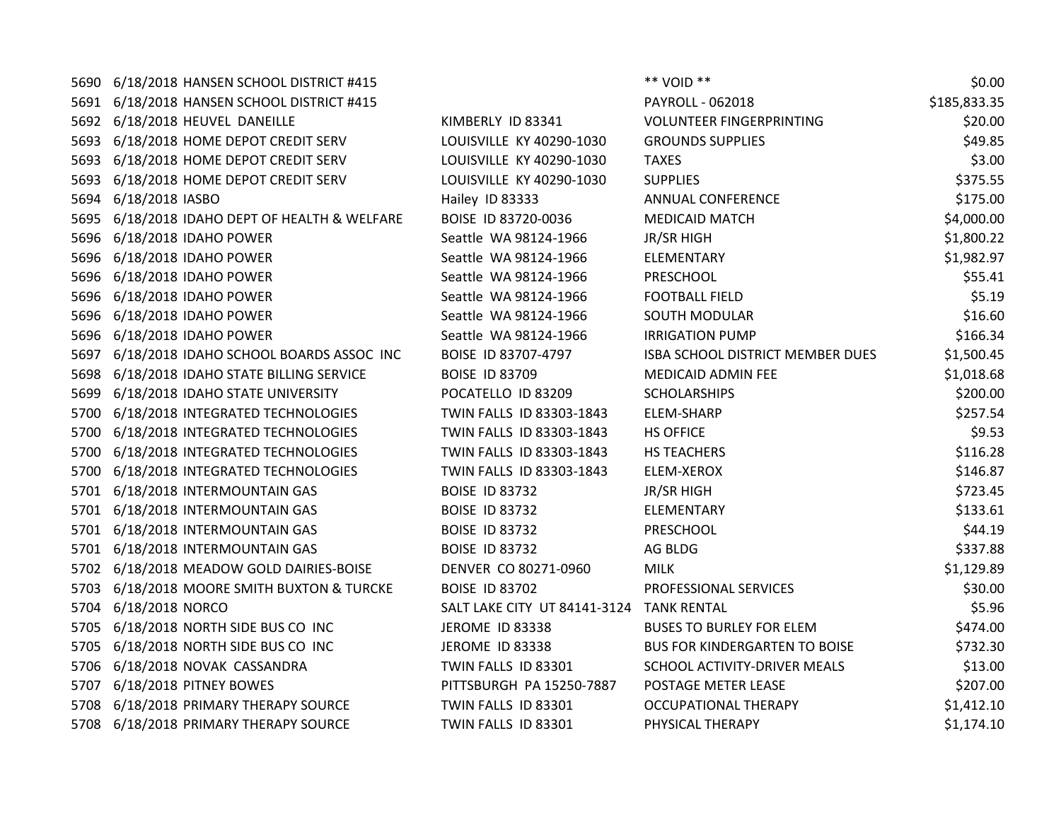| | | | | | |
|---|---|---|---|---|---|
| 5690 | 6/18/2018 | HANSEN SCHOOL DISTRICT #415 | | ** VOID ** | $0.00 |
| 5691 | 6/18/2018 | HANSEN SCHOOL DISTRICT #415 | | PAYROLL - 062018 | $185,833.35 |
| 5692 | 6/18/2018 | HEUVEL DANEILLE | KIMBERLY ID 83341 | VOLUNTEER FINGERPRINTING | $20.00 |
| 5693 | 6/18/2018 | HOME DEPOT CREDIT SERV | LOUISVILLE KY 40290-1030 | GROUNDS SUPPLIES | $49.85 |
| 5693 | 6/18/2018 | HOME DEPOT CREDIT SERV | LOUISVILLE KY 40290-1030 | TAXES | $3.00 |
| 5693 | 6/18/2018 | HOME DEPOT CREDIT SERV | LOUISVILLE KY 40290-1030 | SUPPLIES | $375.55 |
| 5694 | 6/18/2018 | IASBO | Hailey ID 83333 | ANNUAL CONFERENCE | $175.00 |
| 5695 | 6/18/2018 | IDAHO DEPT OF HEALTH & WELFARE | BOISE ID 83720-0036 | MEDICAID MATCH | $4,000.00 |
| 5696 | 6/18/2018 | IDAHO POWER | Seattle WA 98124-1966 | JR/SR HIGH | $1,800.22 |
| 5696 | 6/18/2018 | IDAHO POWER | Seattle WA 98124-1966 | ELEMENTARY | $1,982.97 |
| 5696 | 6/18/2018 | IDAHO POWER | Seattle WA 98124-1966 | PRESCHOOL | $55.41 |
| 5696 | 6/18/2018 | IDAHO POWER | Seattle WA 98124-1966 | FOOTBALL FIELD | $5.19 |
| 5696 | 6/18/2018 | IDAHO POWER | Seattle WA 98124-1966 | SOUTH MODULAR | $16.60 |
| 5696 | 6/18/2018 | IDAHO POWER | Seattle WA 98124-1966 | IRRIGATION PUMP | $166.34 |
| 5697 | 6/18/2018 | IDAHO SCHOOL BOARDS ASSOC INC | BOISE ID 83707-4797 | ISBA SCHOOL DISTRICT MEMBER DUES | $1,500.45 |
| 5698 | 6/18/2018 | IDAHO STATE BILLING SERVICE | BOISE ID 83709 | MEDICAID ADMIN FEE | $1,018.68 |
| 5699 | 6/18/2018 | IDAHO STATE UNIVERSITY | POCATELLO ID 83209 | SCHOLARSHIPS | $200.00 |
| 5700 | 6/18/2018 | INTEGRATED TECHNOLOGIES | TWIN FALLS ID 83303-1843 | ELEM-SHARP | $257.54 |
| 5700 | 6/18/2018 | INTEGRATED TECHNOLOGIES | TWIN FALLS ID 83303-1843 | HS OFFICE | $9.53 |
| 5700 | 6/18/2018 | INTEGRATED TECHNOLOGIES | TWIN FALLS ID 83303-1843 | HS TEACHERS | $116.28 |
| 5700 | 6/18/2018 | INTEGRATED TECHNOLOGIES | TWIN FALLS ID 83303-1843 | ELEM-XEROX | $146.87 |
| 5701 | 6/18/2018 | INTERMOUNTAIN GAS | BOISE ID 83732 | JR/SR HIGH | $723.45 |
| 5701 | 6/18/2018 | INTERMOUNTAIN GAS | BOISE ID 83732 | ELEMENTARY | $133.61 |
| 5701 | 6/18/2018 | INTERMOUNTAIN GAS | BOISE ID 83732 | PRESCHOOL | $44.19 |
| 5701 | 6/18/2018 | INTERMOUNTAIN GAS | BOISE ID 83732 | AG BLDG | $337.88 |
| 5702 | 6/18/2018 | MEADOW GOLD DAIRIES-BOISE | DENVER CO 80271-0960 | MILK | $1,129.89 |
| 5703 | 6/18/2018 | MOORE SMITH BUXTON & TURCKE | BOISE ID 83702 | PROFESSIONAL SERVICES | $30.00 |
| 5704 | 6/18/2018 | NORCO | SALT LAKE CITY UT 84141-3124 | TANK RENTAL | $5.96 |
| 5705 | 6/18/2018 | NORTH SIDE BUS CO INC | JEROME ID 83338 | BUSES TO BURLEY FOR ELEM | $474.00 |
| 5705 | 6/18/2018 | NORTH SIDE BUS CO INC | JEROME ID 83338 | BUS FOR KINDERGARTEN TO BOISE | $732.30 |
| 5706 | 6/18/2018 | NOVAK CASSANDRA | TWIN FALLS ID 83301 | SCHOOL ACTIVITY-DRIVER MEALS | $13.00 |
| 5707 | 6/18/2018 | PITNEY BOWES | PITTSBURGH PA 15250-7887 | POSTAGE METER LEASE | $207.00 |
| 5708 | 6/18/2018 | PRIMARY THERAPY SOURCE | TWIN FALLS ID 83301 | OCCUPATIONAL THERAPY | $1,412.10 |
| 5708 | 6/18/2018 | PRIMARY THERAPY SOURCE | TWIN FALLS ID 83301 | PHYSICAL THERAPY | $1,174.10 |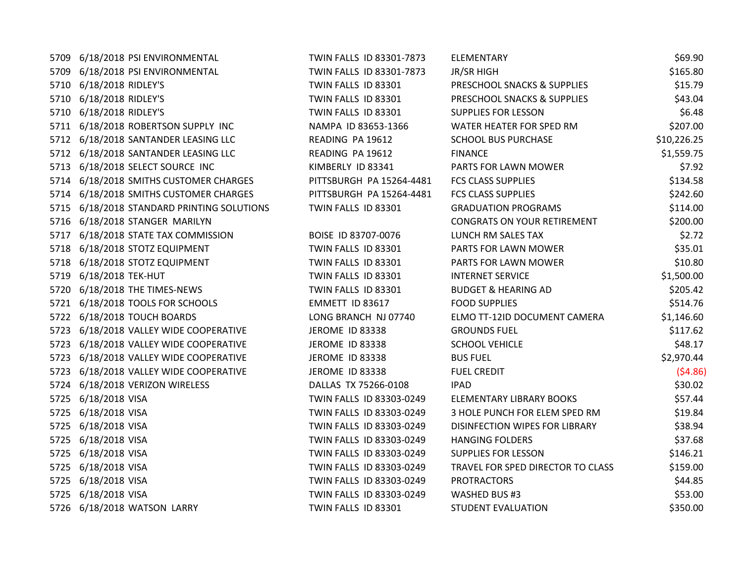| | | | | | |
|---|---|---|---|---|---|
| 5709 | 6/18/2018 | PSI ENVIRONMENTAL | TWIN FALLS ID 83301-7873 | ELEMENTARY | $69.90 |
| 5709 | 6/18/2018 | PSI ENVIRONMENTAL | TWIN FALLS ID 83301-7873 | JR/SR HIGH | $165.80 |
| 5710 | 6/18/2018 | RIDLEY'S | TWIN FALLS ID 83301 | PRESCHOOL SNACKS & SUPPLIES | $15.79 |
| 5710 | 6/18/2018 | RIDLEY'S | TWIN FALLS ID 83301 | PRESCHOOL SNACKS & SUPPLIES | $43.04 |
| 5710 | 6/18/2018 | RIDLEY'S | TWIN FALLS ID 83301 | SUPPLIES FOR LESSON | $6.48 |
| 5711 | 6/18/2018 | ROBERTSON SUPPLY INC | NAMPA ID 83653-1366 | WATER HEATER FOR SPED RM | $207.00 |
| 5712 | 6/18/2018 | SANTANDER LEASING LLC | READING PA 19612 | SCHOOL BUS PURCHASE | $10,226.25 |
| 5712 | 6/18/2018 | SANTANDER LEASING LLC | READING PA 19612 | FINANCE | $1,559.75 |
| 5713 | 6/18/2018 | SELECT SOURCE INC | KIMBERLY ID 83341 | PARTS FOR LAWN MOWER | $7.92 |
| 5714 | 6/18/2018 | SMITHS CUSTOMER CHARGES | PITTSBURGH PA 15264-4481 | FCS CLASS SUPPLIES | $134.58 |
| 5714 | 6/18/2018 | SMITHS CUSTOMER CHARGES | PITTSBURGH PA 15264-4481 | FCS CLASS SUPPLIES | $242.60 |
| 5715 | 6/18/2018 | STANDARD PRINTING SOLUTIONS | TWIN FALLS ID 83301 | GRADUATION PROGRAMS | $114.00 |
| 5716 | 6/18/2018 | STANGER MARILYN | | CONGRATS ON YOUR RETIREMENT | $200.00 |
| 5717 | 6/18/2018 | STATE TAX COMMISSION | BOISE ID 83707-0076 | LUNCH RM SALES TAX | $2.72 |
| 5718 | 6/18/2018 | STOTZ EQUIPMENT | TWIN FALLS ID 83301 | PARTS FOR LAWN MOWER | $35.01 |
| 5718 | 6/18/2018 | STOTZ EQUIPMENT | TWIN FALLS ID 83301 | PARTS FOR LAWN MOWER | $10.80 |
| 5719 | 6/18/2018 | TEK-HUT | TWIN FALLS ID 83301 | INTERNET SERVICE | $1,500.00 |
| 5720 | 6/18/2018 | THE TIMES-NEWS | TWIN FALLS ID 83301 | BUDGET & HEARING AD | $205.42 |
| 5721 | 6/18/2018 | TOOLS FOR SCHOOLS | EMMETT ID 83617 | FOOD SUPPLIES | $514.76 |
| 5722 | 6/18/2018 | TOUCH BOARDS | LONG BRANCH NJ 07740 | ELMO TT-12ID DOCUMENT CAMERA | $1,146.60 |
| 5723 | 6/18/2018 | VALLEY WIDE COOPERATIVE | JEROME ID 83338 | GROUNDS FUEL | $117.62 |
| 5723 | 6/18/2018 | VALLEY WIDE COOPERATIVE | JEROME ID 83338 | SCHOOL VEHICLE | $48.17 |
| 5723 | 6/18/2018 | VALLEY WIDE COOPERATIVE | JEROME ID 83338 | BUS FUEL | $2,970.44 |
| 5723 | 6/18/2018 | VALLEY WIDE COOPERATIVE | JEROME ID 83338 | FUEL CREDIT | ($4.86) |
| 5724 | 6/18/2018 | VERIZON WIRELESS | DALLAS TX 75266-0108 | IPAD | $30.02 |
| 5725 | 6/18/2018 | VISA | TWIN FALLS ID 83303-0249 | ELEMENTARY LIBRARY BOOKS | $57.44 |
| 5725 | 6/18/2018 | VISA | TWIN FALLS ID 83303-0249 | 3 HOLE PUNCH FOR ELEM SPED RM | $19.84 |
| 5725 | 6/18/2018 | VISA | TWIN FALLS ID 83303-0249 | DISINFECTION WIPES FOR LIBRARY | $38.94 |
| 5725 | 6/18/2018 | VISA | TWIN FALLS ID 83303-0249 | HANGING FOLDERS | $37.68 |
| 5725 | 6/18/2018 | VISA | TWIN FALLS ID 83303-0249 | SUPPLIES FOR LESSON | $146.21 |
| 5725 | 6/18/2018 | VISA | TWIN FALLS ID 83303-0249 | TRAVEL FOR SPED DIRECTOR TO CLASS | $159.00 |
| 5725 | 6/18/2018 | VISA | TWIN FALLS ID 83303-0249 | PROTRACTORS | $44.85 |
| 5725 | 6/18/2018 | VISA | TWIN FALLS ID 83303-0249 | WASHED BUS #3 | $53.00 |
| 5726 | 6/18/2018 | WATSON LARRY | TWIN FALLS ID 83301 | STUDENT EVALUATION | $350.00 |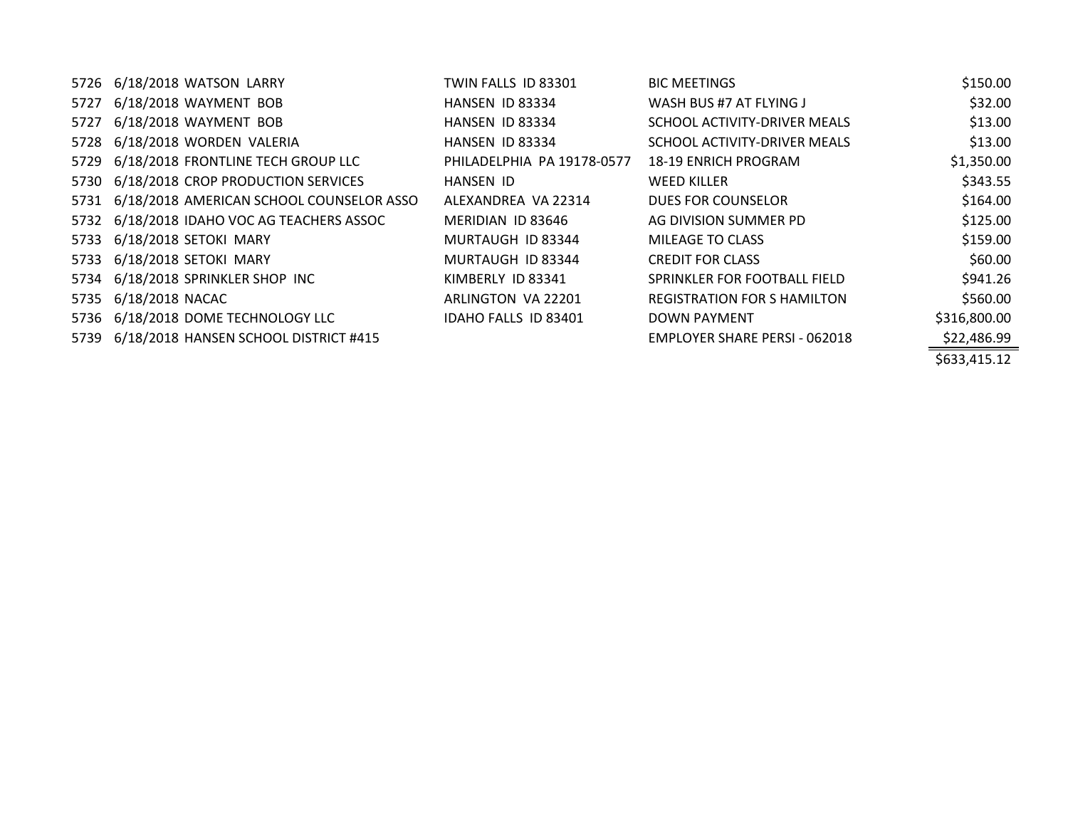| | | | | | |
|---|---|---|---|---|---|
| 5726 | 6/18/2018 | WATSON LARRY | TWIN FALLS ID 83301 | BIC MEETINGS | $150.00 |
| 5727 | 6/18/2018 | WAYMENT BOB | HANSEN ID 83334 | WASH BUS #7 AT FLYING J | $32.00 |
| 5727 | 6/18/2018 | WAYMENT BOB | HANSEN ID 83334 | SCHOOL ACTIVITY-DRIVER MEALS | $13.00 |
| 5728 | 6/18/2018 | WORDEN VALERIA | HANSEN ID 83334 | SCHOOL ACTIVITY-DRIVER MEALS | $13.00 |
| 5729 | 6/18/2018 | FRONTLINE TECH GROUP LLC | PHILADELPHIA PA 19178-0577 | 18-19 ENRICH PROGRAM | $1,350.00 |
| 5730 | 6/18/2018 | CROP PRODUCTION SERVICES | HANSEN ID | WEED KILLER | $343.55 |
| 5731 | 6/18/2018 | AMERICAN SCHOOL COUNSELOR ASSO | ALEXANDREA VA 22314 | DUES FOR COUNSELOR | $164.00 |
| 5732 | 6/18/2018 | IDAHO VOC AG TEACHERS ASSOC | MERIDIAN ID 83646 | AG DIVISION SUMMER PD | $125.00 |
| 5733 | 6/18/2018 | SETOKI MARY | MURTAUGH ID 83344 | MILEAGE TO CLASS | $159.00 |
| 5733 | 6/18/2018 | SETOKI MARY | MURTAUGH ID 83344 | CREDIT FOR CLASS | $60.00 |
| 5734 | 6/18/2018 | SPRINKLER SHOP INC | KIMBERLY ID 83341 | SPRINKLER FOR FOOTBALL FIELD | $941.26 |
| 5735 | 6/18/2018 | NACAC | ARLINGTON VA 22201 | REGISTRATION FOR S HAMILTON | $560.00 |
| 5736 | 6/18/2018 | DOME TECHNOLOGY LLC | IDAHO FALLS ID 83401 | DOWN PAYMENT | $316,800.00 |
| 5739 | 6/18/2018 | HANSEN SCHOOL DISTRICT #415 | | EMPLOYER SHARE PERSI - 062018 | $22,486.99 |
| | | | | | $633,415.12 |